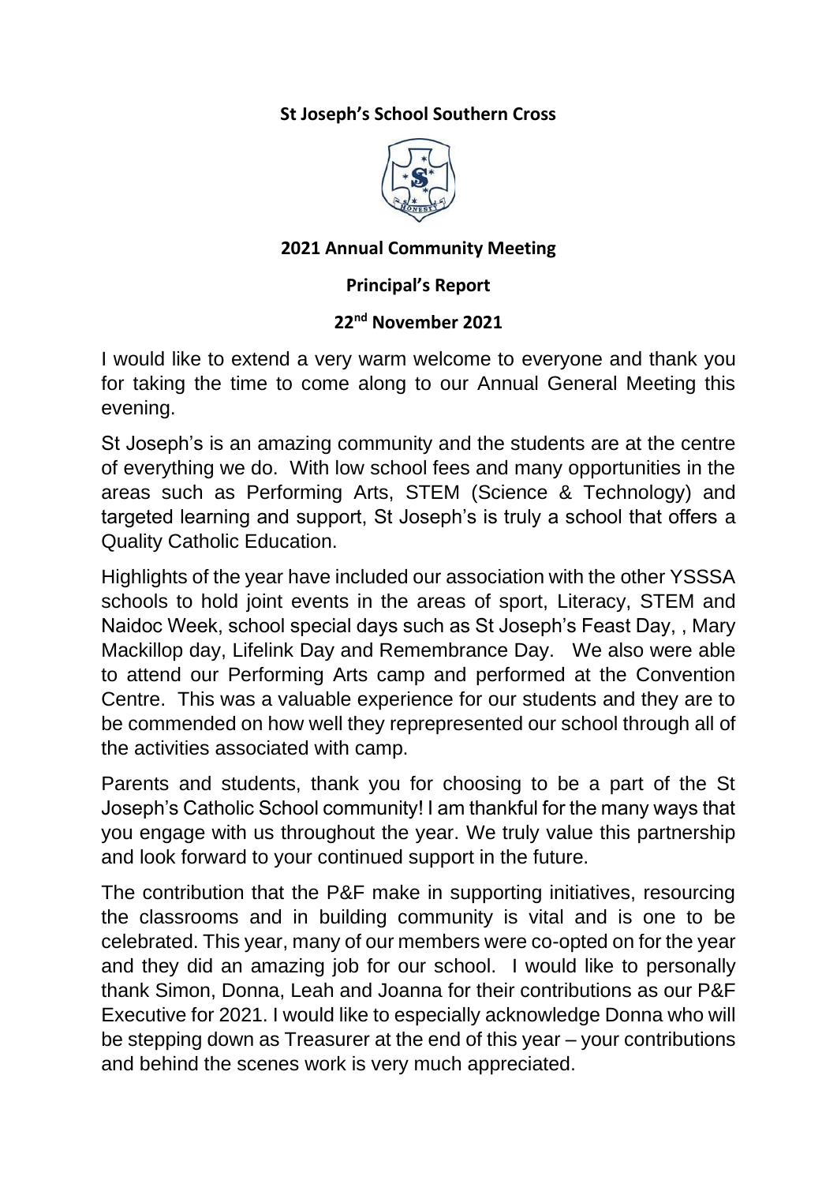**St Joseph's School Southern Cross**

**2021 Annual Community Meeting**

**Principal's Report**

**22nd November 2021**

I would like to extend a very warm welcome to everyone and thank you for taking the time to come along to our Annual General Meeting this evening.

St Joseph's is an amazing community and the students are at the centre of everything we do. With low school fees and many opportunities in the areas such as Performing Arts, STEM (Science & Technology) and targeted learning and support, St Joseph's is truly a school that offers a Quality Catholic Education.

Highlights of the year have included our association with the other YSSSA schools to hold joint events in the areas of sport, Literacy, STEM and Naidoc Week, school special days such as St Joseph's Feast Day, , Mary Mackillop day, Lifelink Day and Remembrance Day. We also were able to attend our Performing Arts camp and performed at the Convention Centre. This was a valuable experience for our students and they are to be commended on how well they reprepresented our school through all of the activities associated with camp.

Parents and students, thank you for choosing to be a part of the St Joseph's Catholic School community! I am thankful for the many ways that you engage with us throughout the year. We truly value this partnership and look forward to your continued support in the future.

The contribution that the P&F make in supporting initiatives, resourcing the classrooms and in building community is vital and is one to be celebrated. This year, many of our members were co-opted on for the year and they did an amazing job for our school. I would like to personally thank Simon, Donna, Leah and Joanna for their contributions as our P&F Executive for 2021. I would like to especially acknowledge Donna who will be stepping down as Treasurer at the end of this year – your contributions and behind the scenes work is very much appreciated.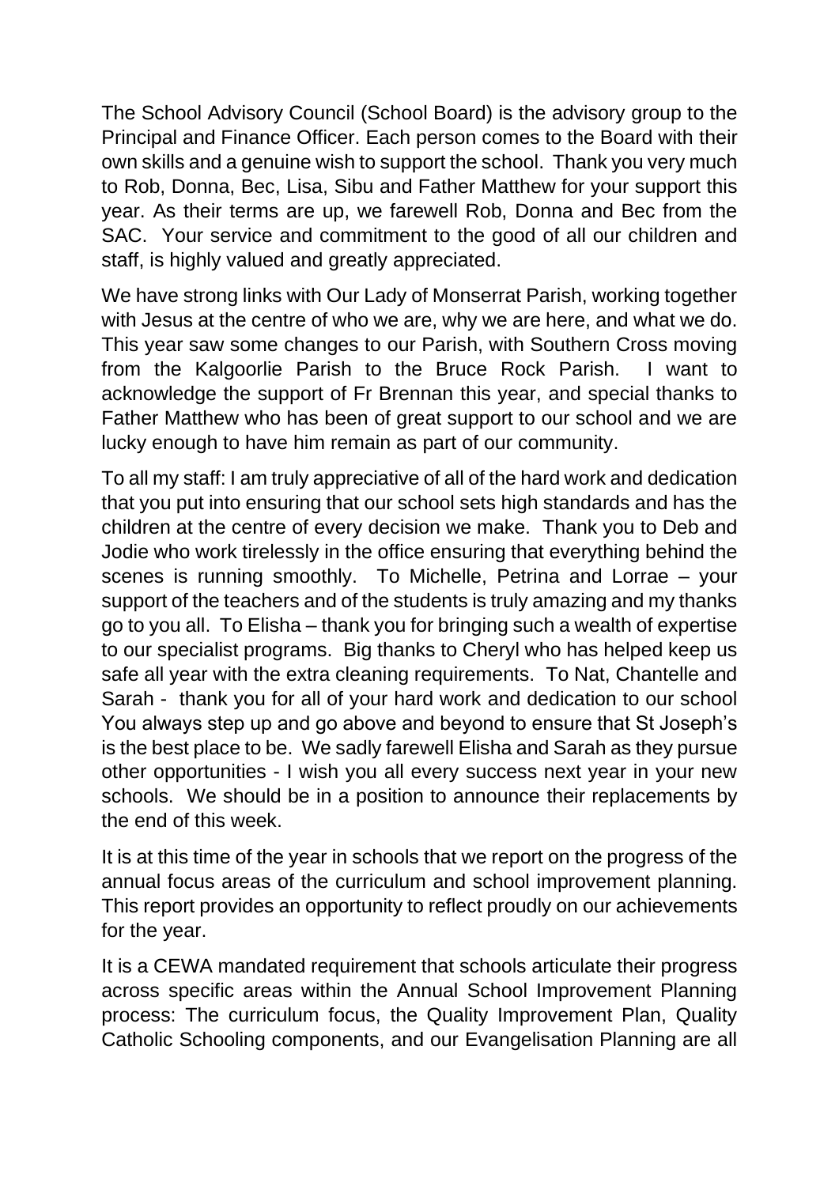The School Advisory Council (School Board) is the advisory group to the Principal and Finance Officer. Each person comes to the Board with their own skills and a genuine wish to support the school. Thank you very much to Rob, Donna, Bec, Lisa, Sibu and Father Matthew for your support this year. As their terms are up, we farewell Rob, Donna and Bec from the SAC. Your service and commitment to the good of all our children and staff, is highly valued and greatly appreciated.

We have strong links with Our Lady of Monserrat Parish, working together with Jesus at the centre of who we are, why we are here, and what we do. This year saw some changes to our Parish, with Southern Cross moving from the Kalgoorlie Parish to the Bruce Rock Parish. I want to acknowledge the support of Fr Brennan this year, and special thanks to Father Matthew who has been of great support to our school and we are lucky enough to have him remain as part of our community.

To all my staff: I am truly appreciative of all of the hard work and dedication that you put into ensuring that our school sets high standards and has the children at the centre of every decision we make. Thank you to Deb and Jodie who work tirelessly in the office ensuring that everything behind the scenes is running smoothly. To Michelle, Petrina and Lorrae – your support of the teachers and of the students is truly amazing and my thanks go to you all. To Elisha – thank you for bringing such a wealth of expertise to our specialist programs. Big thanks to Cheryl who has helped keep us safe all year with the extra cleaning requirements. To Nat, Chantelle and Sarah - thank you for all of your hard work and dedication to our school You always step up and go above and beyond to ensure that St Joseph's is the best place to be. We sadly farewell Elisha and Sarah as they pursue other opportunities - I wish you all every success next year in your new schools. We should be in a position to announce their replacements by the end of this week.

It is at this time of the year in schools that we report on the progress of the annual focus areas of the curriculum and school improvement planning. This report provides an opportunity to reflect proudly on our achievements for the year.

It is a CEWA mandated requirement that schools articulate their progress across specific areas within the Annual School Improvement Planning process: The curriculum focus, the Quality Improvement Plan, Quality Catholic Schooling components, and our Evangelisation Planning are all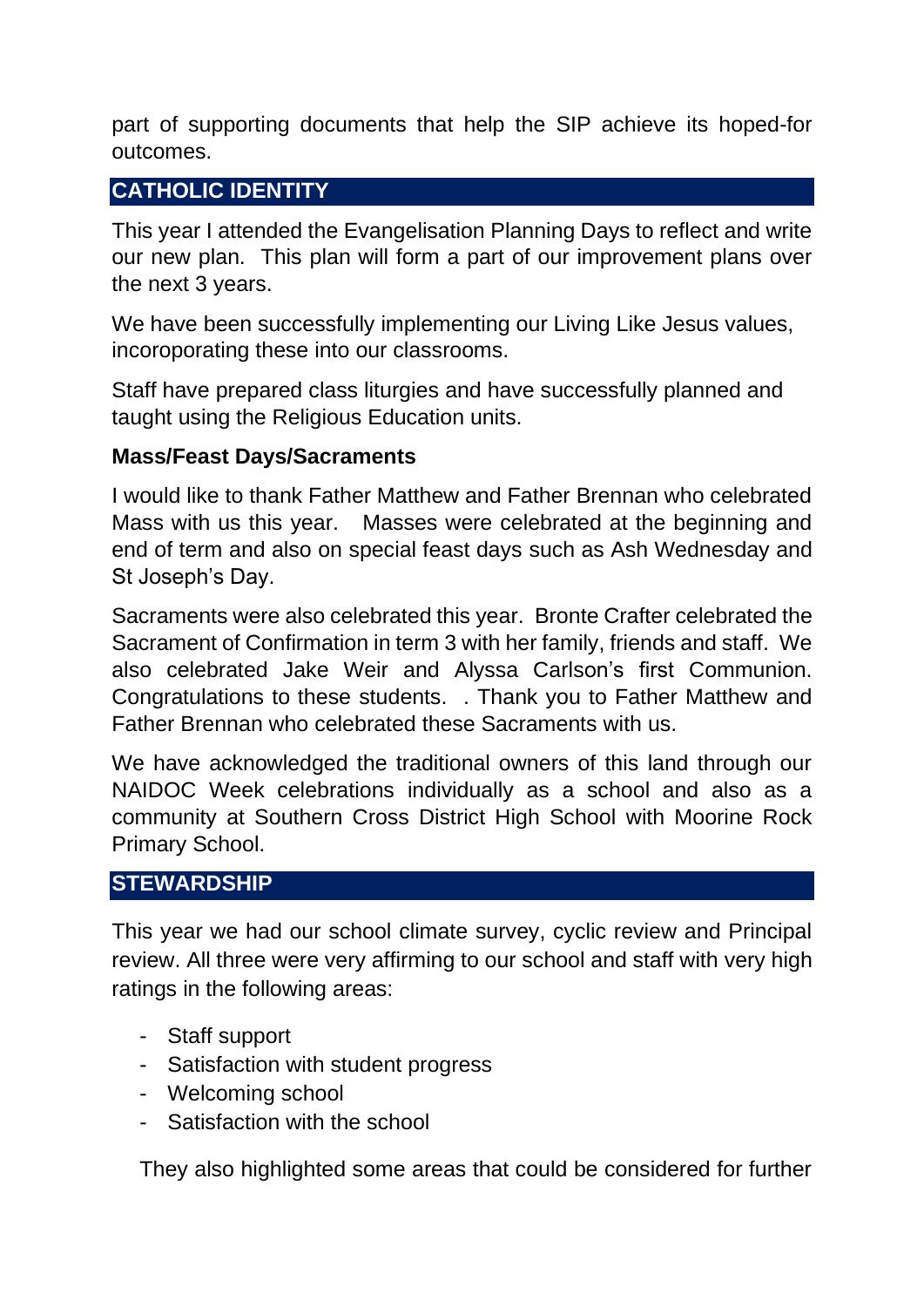part of supporting documents that help the SIP achieve its hoped-for outcomes.

## CATHOLIC IDENTITY

This year I attended the Evangelisation Planning Days to reflect and write our new plan. This plan will form a part of our improvement plans over the next 3 years.

We have been successfully implementing our Living Like Jesus values, incoroporating these into our classrooms.

Staff have prepared class liturgies and have successfully planned and taught using the Religious Education units.

### Mass/Feast Days/Sacraments

I would like to thank Father Matthew and Father Brennan who celebrated Mass with us this year. Masses were celebrated at the beginning and end of term and also on special feast days such as Ash Wednesday and St Joseph's Day.

Sacraments were also celebrated this year. Bronte Crafter celebrated the Sacrament of Confirmation in term 3 with her family, friends and staff. We also celebrated Jake Weir and Alyssa Carlson's first Communion. Congratulations to these students. . Thank you to Father Matthew and Father Brennan who celebrated these Sacraments with us.

We have acknowledged the traditional owners of this land through our NAIDOC Week celebrations individually as a school and also as a community at Southern Cross District High School with Moorine Rock Primary School.

## STEWARDSHIP

This year we had our school climate survey, cyclic review and Principal review. All three were very affirming to our school and staff with very high ratings in the following areas:

- Staff support
- Satisfaction with student progress
- Welcoming school
- Satisfaction with the school

They also highlighted some areas that could be considered for further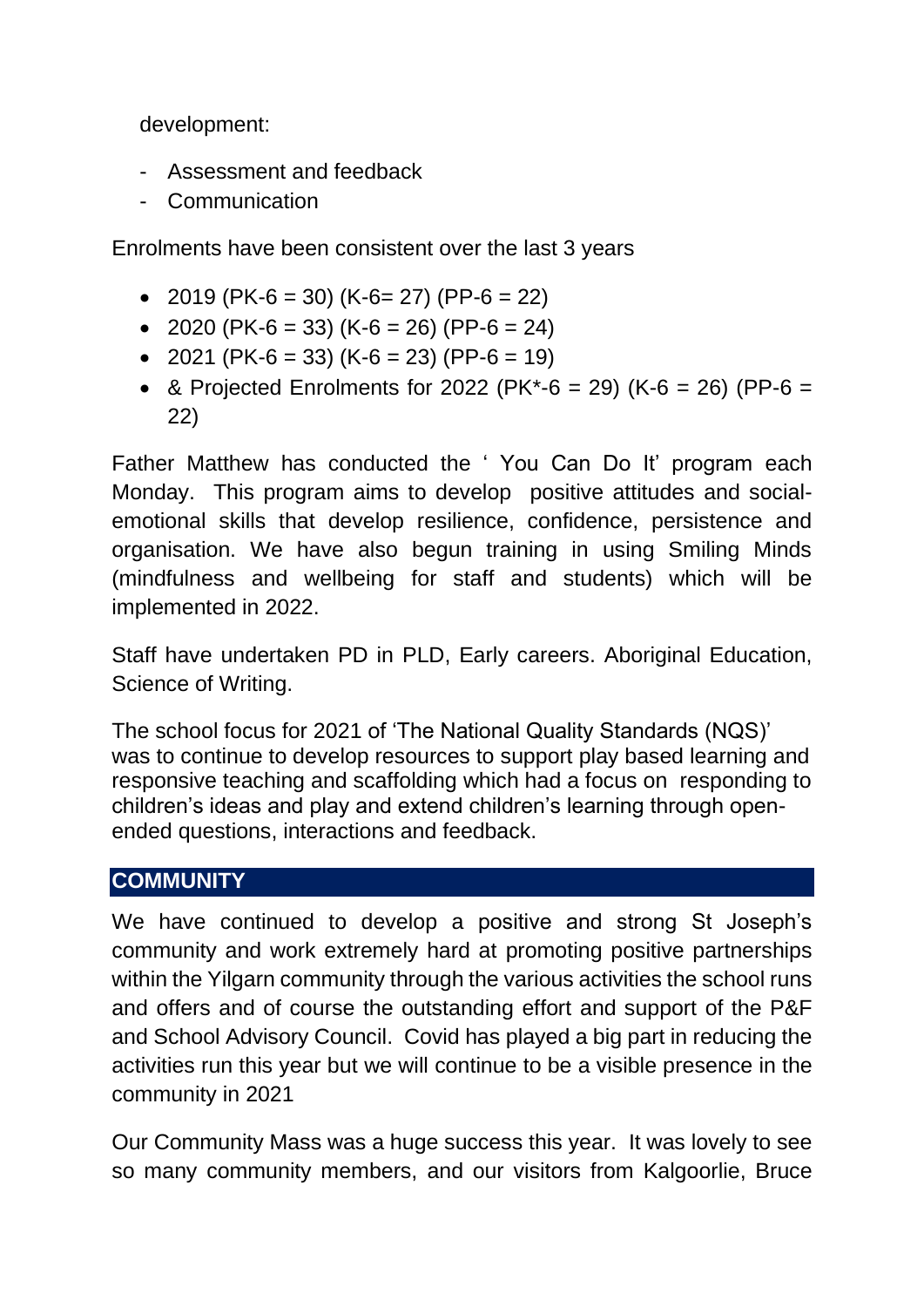development:

- Assessment and feedback
- Communication

Enrolments have been consistent over the last 3 years

- 2019 (PK-6 = 30) (K-6= 27) (PP-6 = 22)
- 2020 (PK-6 = 33) (K-6 = 26) (PP-6 = 24)
- 2021 (PK-6 = 33) (K-6 = 23) (PP-6 = 19)
- & Projected Enrolments for 2022 (PK*-6 = 29) (K-6 = 26) (PP-6 = 22)

Father Matthew has conducted the ' You Can Do It' program each Monday. This program aims to develop positive attitudes and social-emotional skills that develop resilience, confidence, persistence and organisation. We have also begun training in using Smiling Minds (mindfulness and wellbeing for staff and students) which will be implemented in 2022.

Staff have undertaken PD in PLD, Early careers. Aboriginal Education, Science of Writing.

The school focus for 2021 of 'The National Quality Standards (NQS)' was to continue to develop resources to support play based learning and responsive teaching and scaffolding which had a focus on responding to children's ideas and play and extend children's learning through open-ended questions, interactions and feedback.

## COMMUNITY

We have continued to develop a positive and strong St Joseph's community and work extremely hard at promoting positive partnerships within the Yilgarn community through the various activities the school runs and offers and of course the outstanding effort and support of the P&F and School Advisory Council. Covid has played a big part in reducing the activities run this year but we will continue to be a visible presence in the community in 2021

Our Community Mass was a huge success this year. It was lovely to see so many community members, and our visitors from Kalgoorlie, Bruce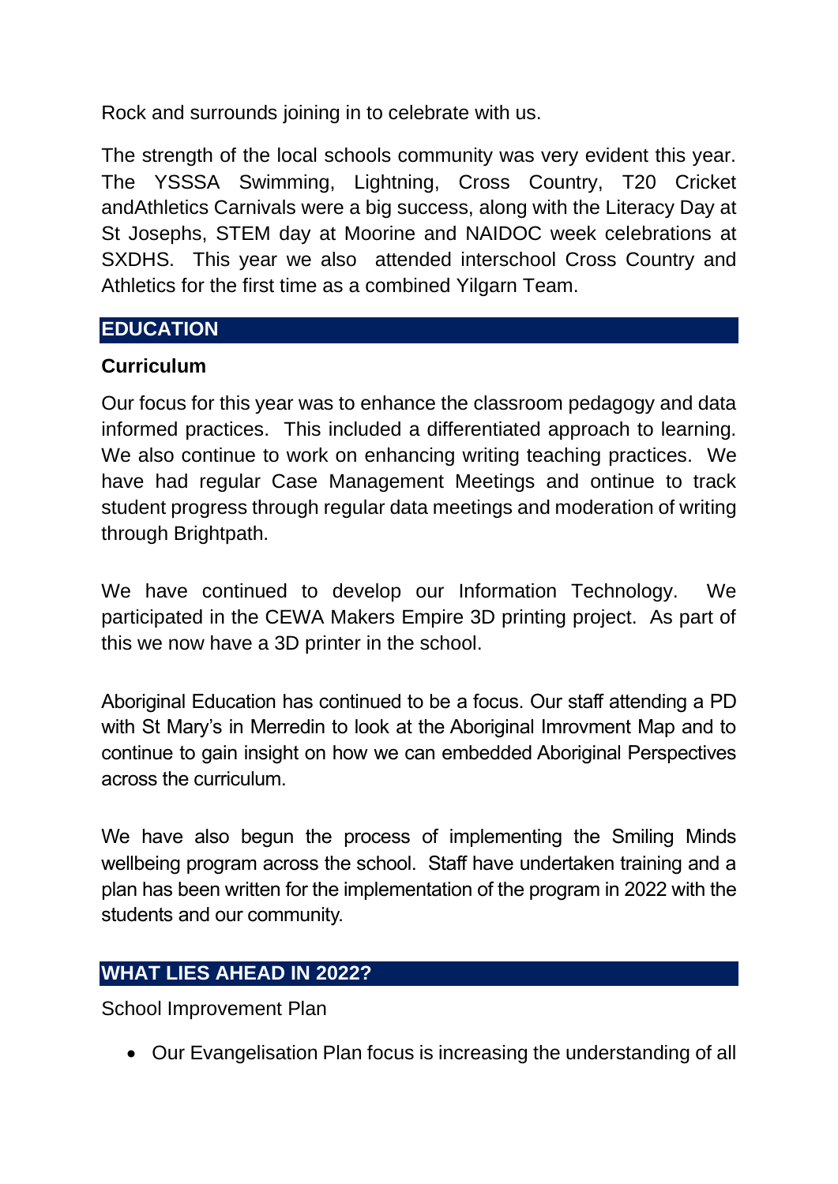Rock and surrounds joining in to celebrate with us.

The strength of the local schools community was very evident this year. The YSSSA Swimming, Lightning, Cross Country, T20 Cricket andAthletics Carnivals were a big success, along with the Literacy Day at St Josephs, STEM day at Moorine and NAIDOC week celebrations at SXDHS. This year we also attended interschool Cross Country and Athletics for the first time as a combined Yilgarn Team.

## EDUCATION

### Curriculum

Our focus for this year was to enhance the classroom pedagogy and data informed practices. This included a differentiated approach to learning. We also continue to work on enhancing writing teaching practices. We have had regular Case Management Meetings and ontinue to track student progress through regular data meetings and moderation of writing through Brightpath.

We have continued to develop our Information Technology. We participated in the CEWA Makers Empire 3D printing project. As part of this we now have a 3D printer in the school.

Aboriginal Education has continued to be a focus. Our staff attending a PD with St Mary's in Merredin to look at the Aboriginal Imrovment Map and to continue to gain insight on how we can embedded Aboriginal Perspectives across the curriculum.

We have also begun the process of implementing the Smiling Minds wellbeing program across the school. Staff have undertaken training and a plan has been written for the implementation of the program in 2022 with the students and our community.

## WHAT LIES AHEAD IN 2022?

School Improvement Plan

- Our Evangelisation Plan focus is increasing the understanding of all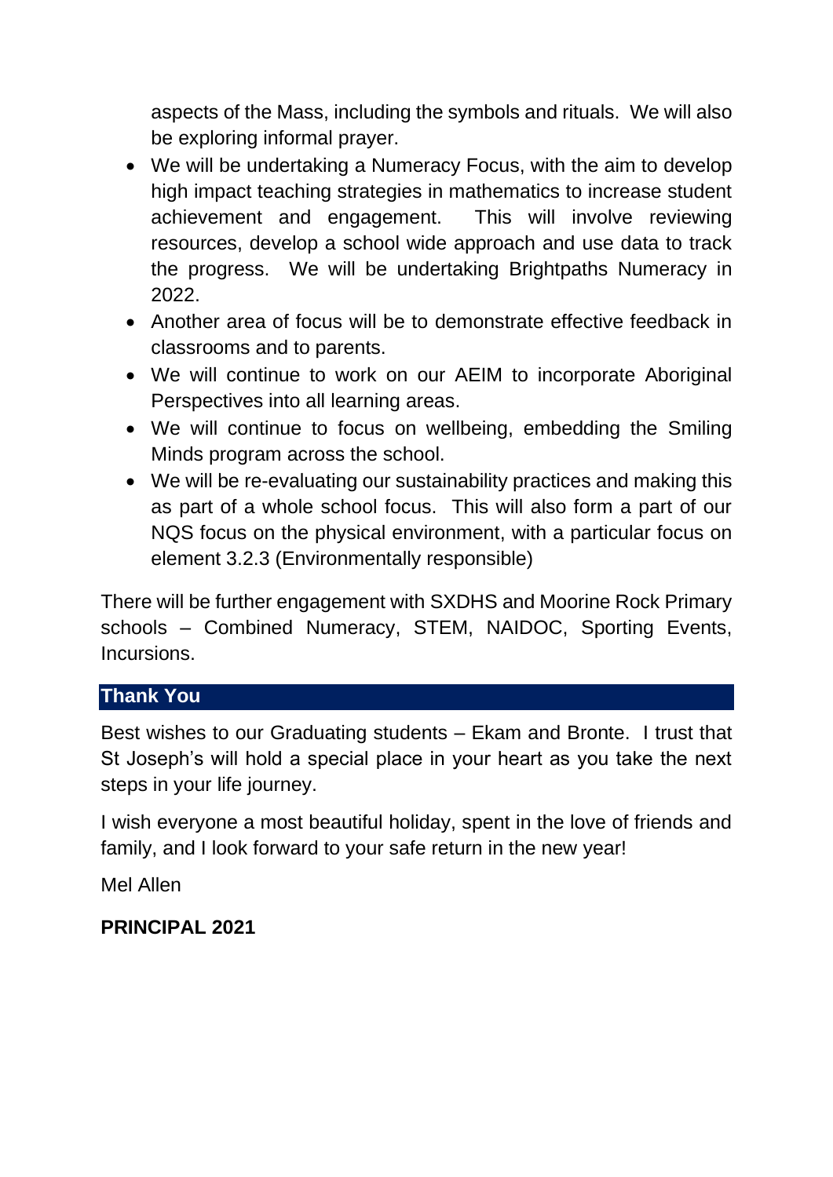aspects of the Mass, including the symbols and rituals. We will also be exploring informal prayer.

- We will be undertaking a Numeracy Focus, with the aim to develop high impact teaching strategies in mathematics to increase student achievement and engagement. This will involve reviewing resources, develop a school wide approach and use data to track the progress. We will be undertaking Brightpaths Numeracy in 2022.
- Another area of focus will be to demonstrate effective feedback in classrooms and to parents.
- We will continue to work on our AEIM to incorporate Aboriginal Perspectives into all learning areas.
- We will continue to focus on wellbeing, embedding the Smiling Minds program across the school.
- We will be re-evaluating our sustainability practices and making this as part of a whole school focus. This will also form a part of our NQS focus on the physical environment, with a particular focus on element 3.2.3 (Environmentally responsible)

There will be further engagement with SXDHS and Moorine Rock Primary schools – Combined Numeracy, STEM, NAIDOC, Sporting Events, Incursions.

## Thank You

Best wishes to our Graduating students – Ekam and Bronte. I trust that St Joseph's will hold a special place in your heart as you take the next steps in your life journey.

I wish everyone a most beautiful holiday, spent in the love of friends and family, and I look forward to your safe return in the new year!

Mel Allen

**PRINCIPAL 2021**